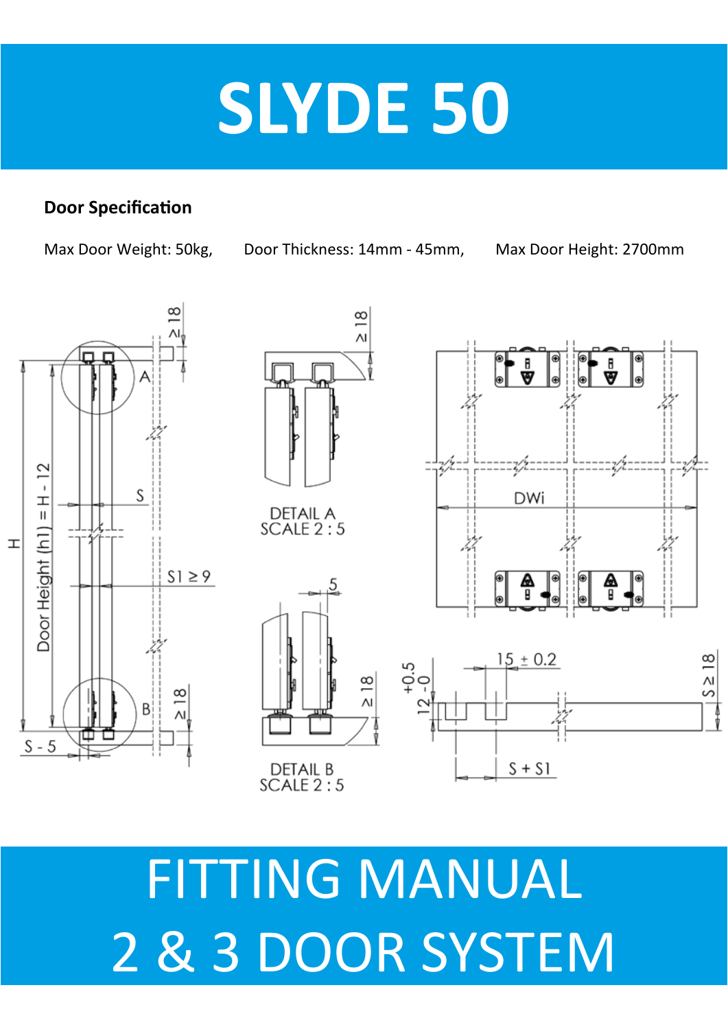# SLYDE 50

**Door Specification**

Max Door Weight: 50kg, Door Thickness: 14mm - 45mm, Max Door Height: 2700mm

DETAIL A
SCALE 2 : 5

DETAIL B
SCALE 2 : 5

# FITTING MANUAL
# 2 & 3 DOOR SYSTEM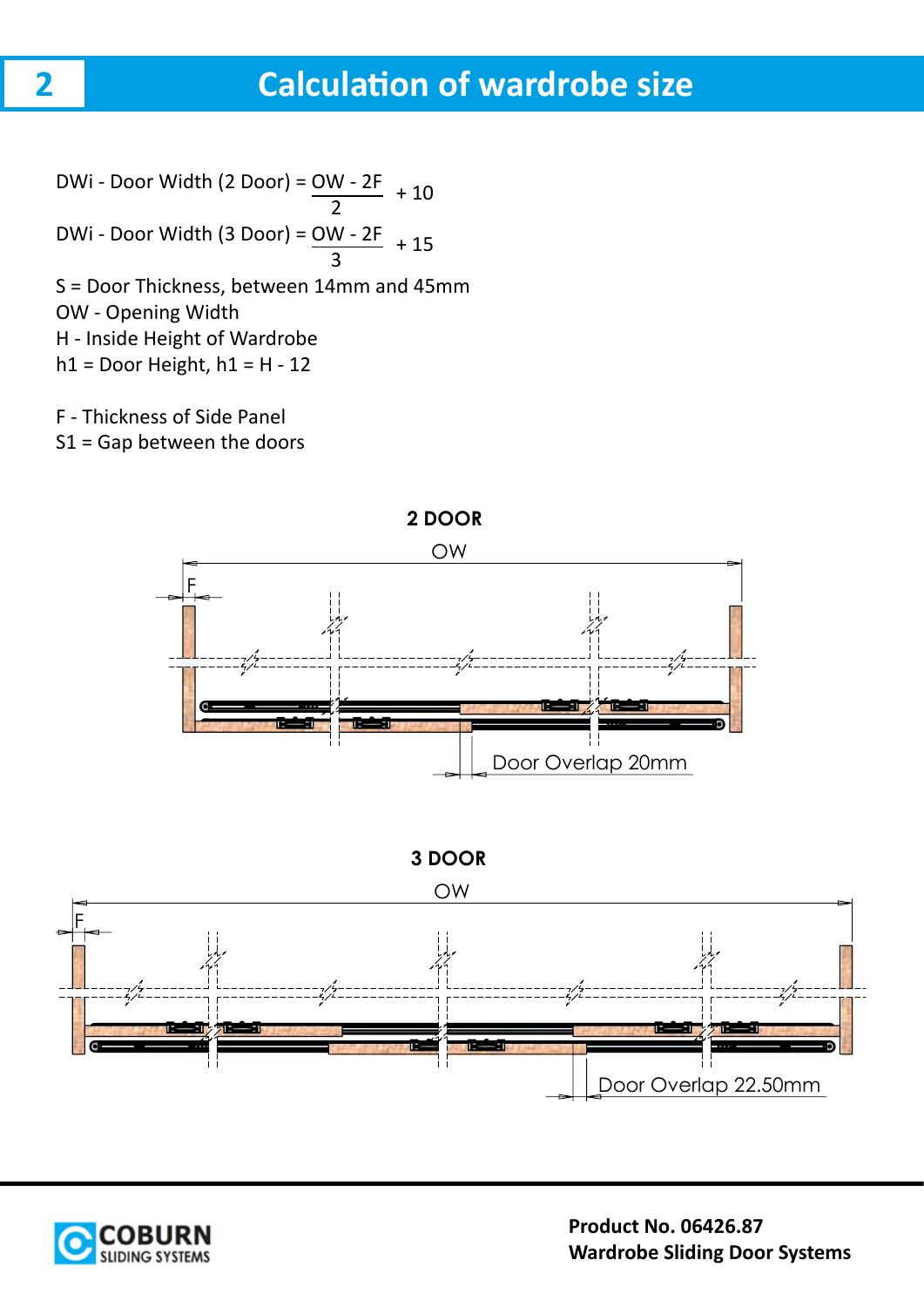# 2 Calculation of wardrobe size

DWi - Door Width (2 Door) = $\frac{OW - 2F}{2} + 10$

DWi - Door Width (3 Door) = $\frac{OW - 2F}{3} + 15$

S = Door Thickness, between 14mm and 45mm
OW - Opening Width
H - Inside Height of Wardrobe
h1 = Door Height, h1 = H - 12

F - Thickness of Side Panel
S1 = Gap between the doors

**2 DOOR**

OW

F

Door Overlap 20mm

**3 DOOR**

OW

F

Door Overlap 22.50mm

**Product No. 06426.87**
**Wardrobe Sliding Door Systems**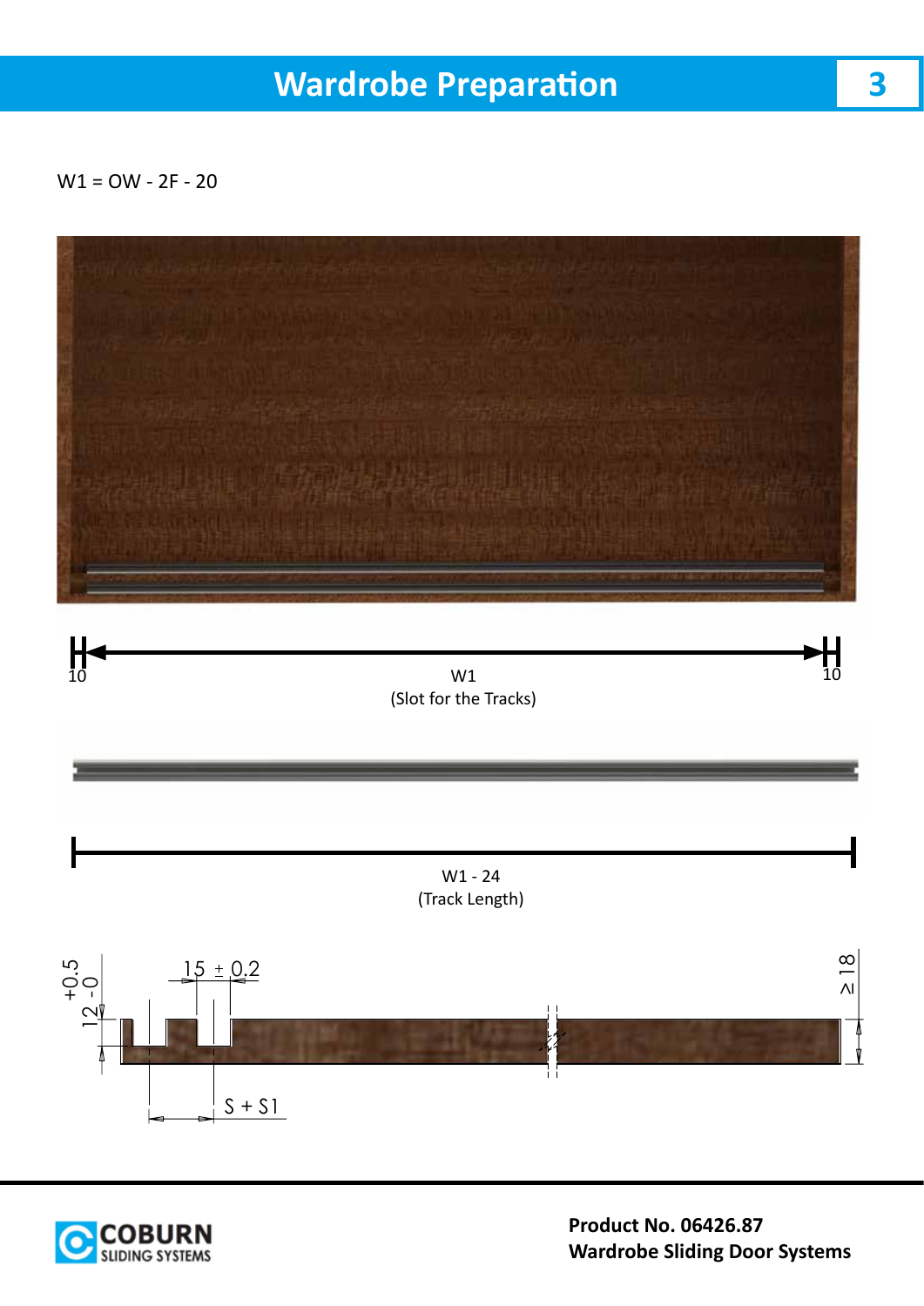# Wardrobe Preparation

W1 = OW - 2F - 20

10

W1
(Slot for the Tracks)

10

W1 - 24
(Track Length)

+0.5
12 -0

15 ± 0.2

≥ 18

S + S1

**Product No. 06426.87**
**Wardrobe Sliding Door Systems**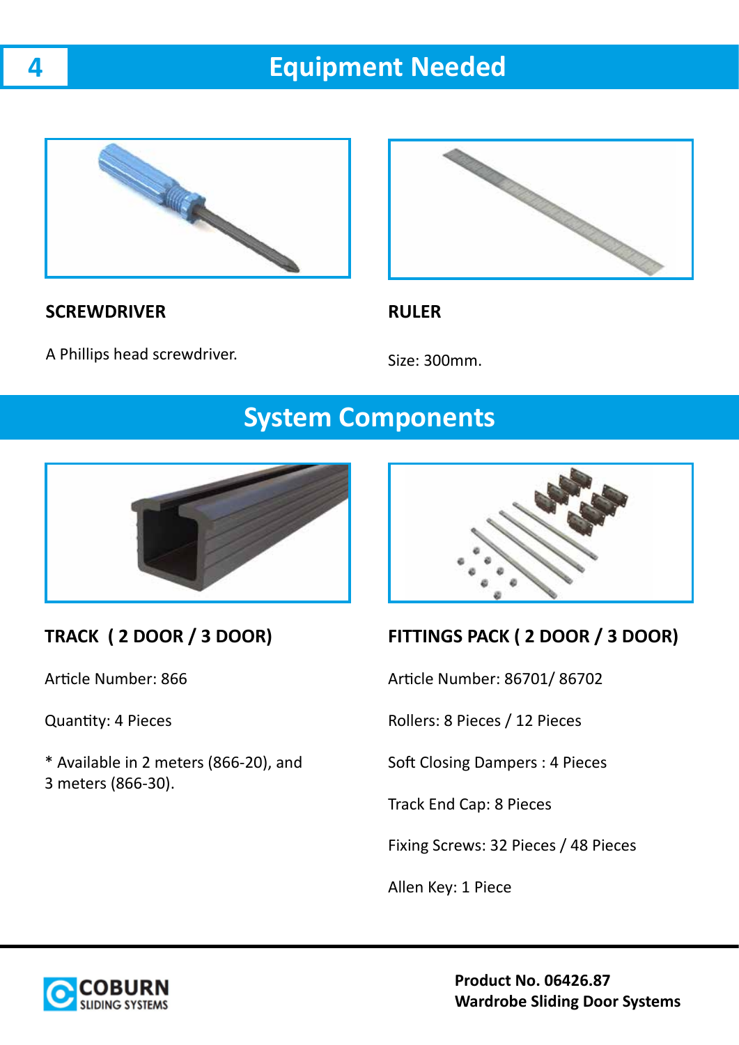# Equipment Needed

### SCREWDRIVER

A Phillips head screwdriver.

### RULER

Size: 300mm.

# System Components

### TRACK ( 2 DOOR / 3 DOOR)

Article Number: 866

Quantity: 4 Pieces

* Available in 2 meters (866-20), and 3 meters (866-30).

### FITTINGS PACK ( 2 DOOR / 3 DOOR)

Article Number: 86701/ 86702

Rollers: 8 Pieces / 12 Pieces

Soft Closing Dampers : 4 Pieces

Track End Cap: 8 Pieces

Fixing Screws: 32 Pieces / 48 Pieces

Allen Key: 1 Piece

**Product No. 06426.87**
**Wardrobe Sliding Door Systems**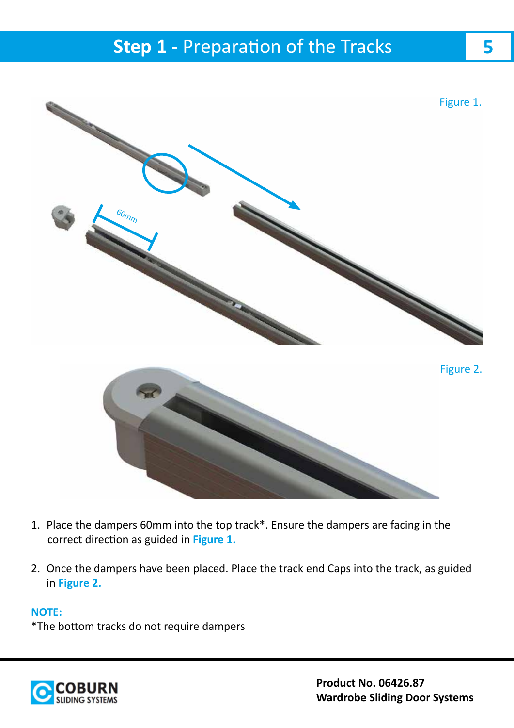# Step 1 - Preparation of the Tracks

Figure 1.

60mm

Figure 2.

1. Place the dampers 60mm into the top track*. Ensure the dampers are facing in the correct direction as guided in **Figure 1.**

2. Once the dampers have been placed. Place the track end Caps into the track, as guided in **Figure 2.**

**NOTE:**
*The bottom tracks do not require dampers

COBURN SLIDING SYSTEMS

**Product No. 06426.87**
**Wardrobe Sliding Door Systems**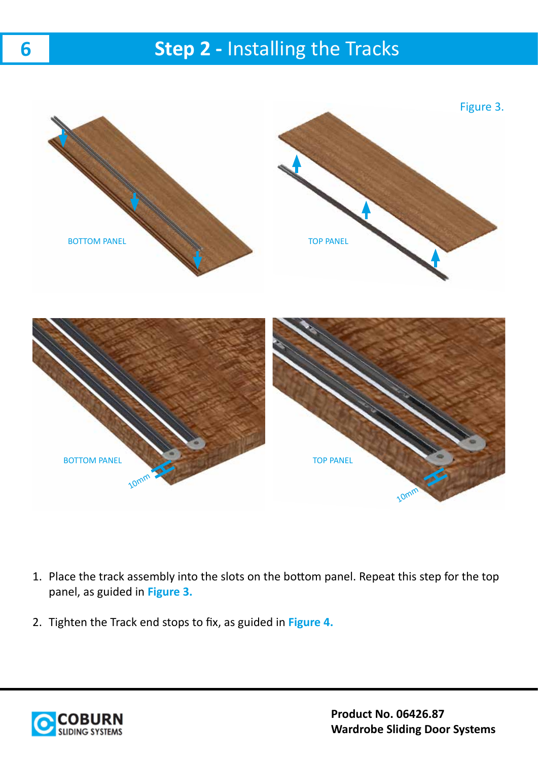# Step 2 - Installing the Tracks

Figure 3.

BOTTOM PANEL

TOP PANEL

BOTTOM PANEL

10mm

TOP PANEL

10mm

1. Place the track assembly into the slots on the bottom panel. Repeat this step for the top panel, as guided in **Figure 3.**

2. Tighten the Track end stops to fix, as guided in **Figure 4.**

**Product No. 06426.87**
**Wardrobe Sliding Door Systems**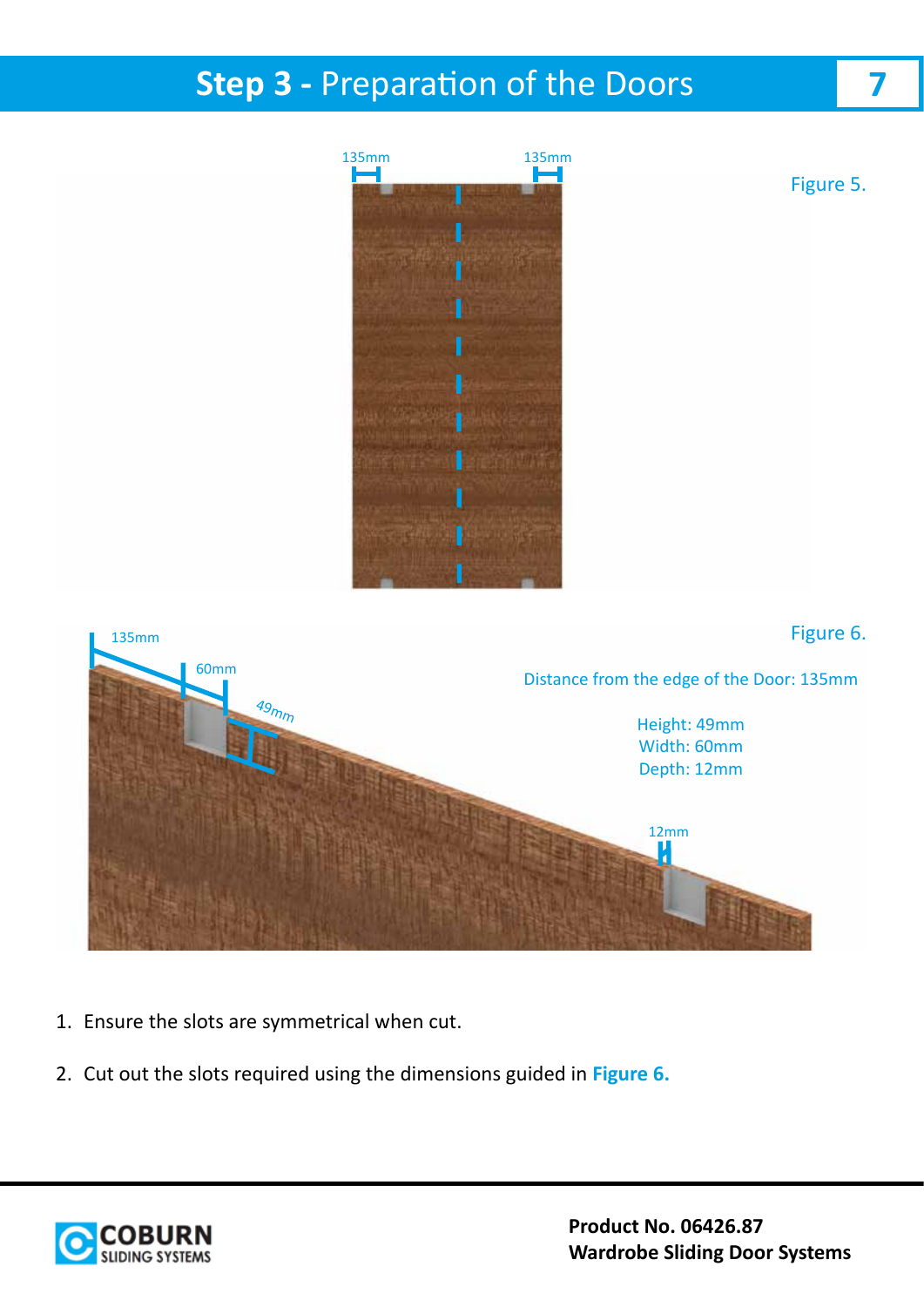# Step 3 - Preparation of the Doors

135mm 135mm

Figure 5.

135mm

60mm

49mm

Figure 6.

Distance from the edge of the Door: 135mm

Height: 49mm
Width: 60mm
Depth: 12mm

12mm

1. Ensure the slots are symmetrical when cut.

2. Cut out the slots required using the dimensions guided in **Figure 6.**

**Product No. 06426.87**
**Wardrobe Sliding Door Systems**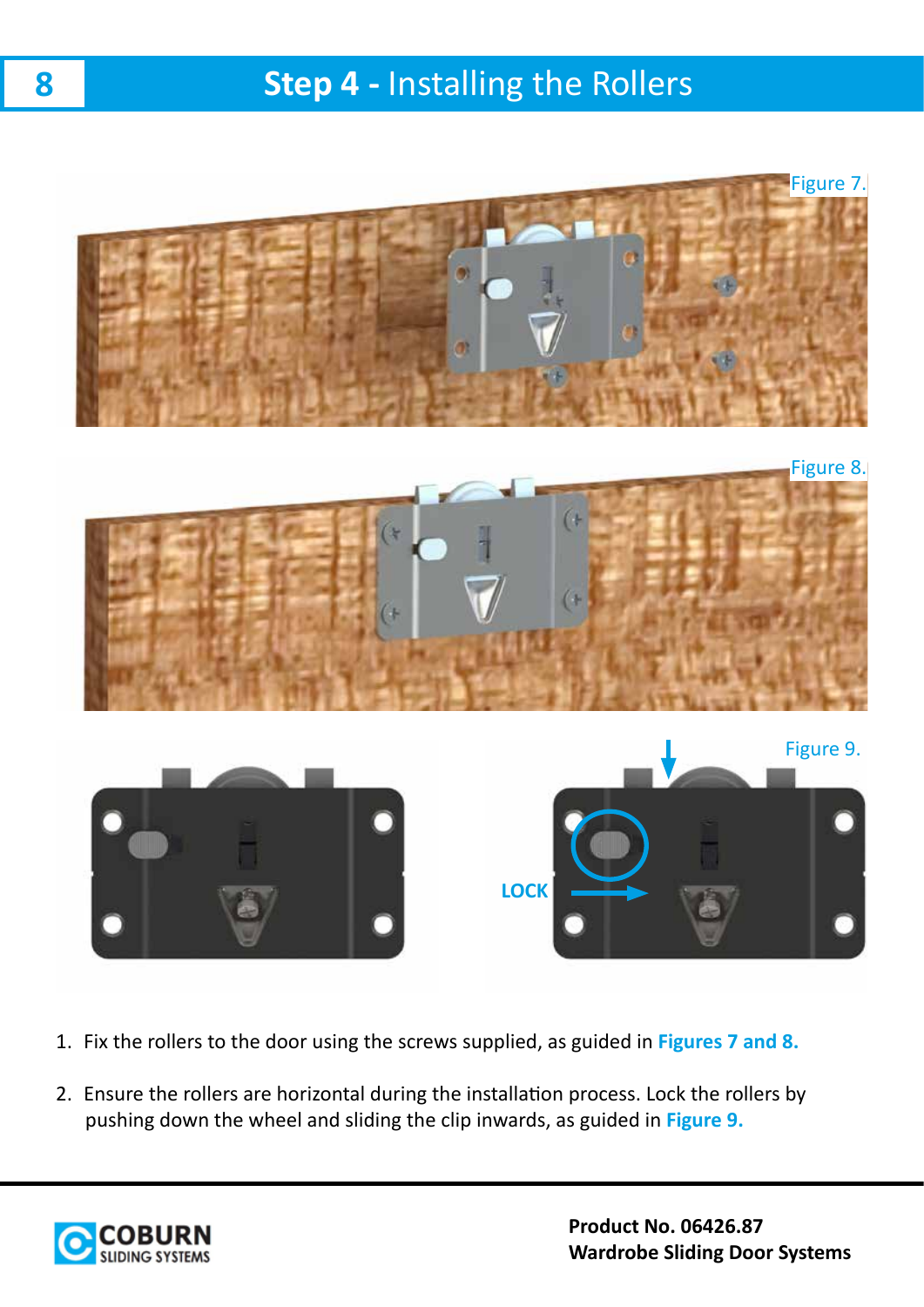# Step 4 - Installing the Rollers

Figure 7.

Figure 8.

Figure 9.

LOCK

1. Fix the rollers to the door using the screws supplied, as guided in **Figures 7 and 8.**
2. Ensure the rollers are horizontal during the installation process. Lock the rollers by pushing down the wheel and sliding the clip inwards, as guided in **Figure 9.**

**Product No. 06426.87**
**Wardrobe Sliding Door Systems**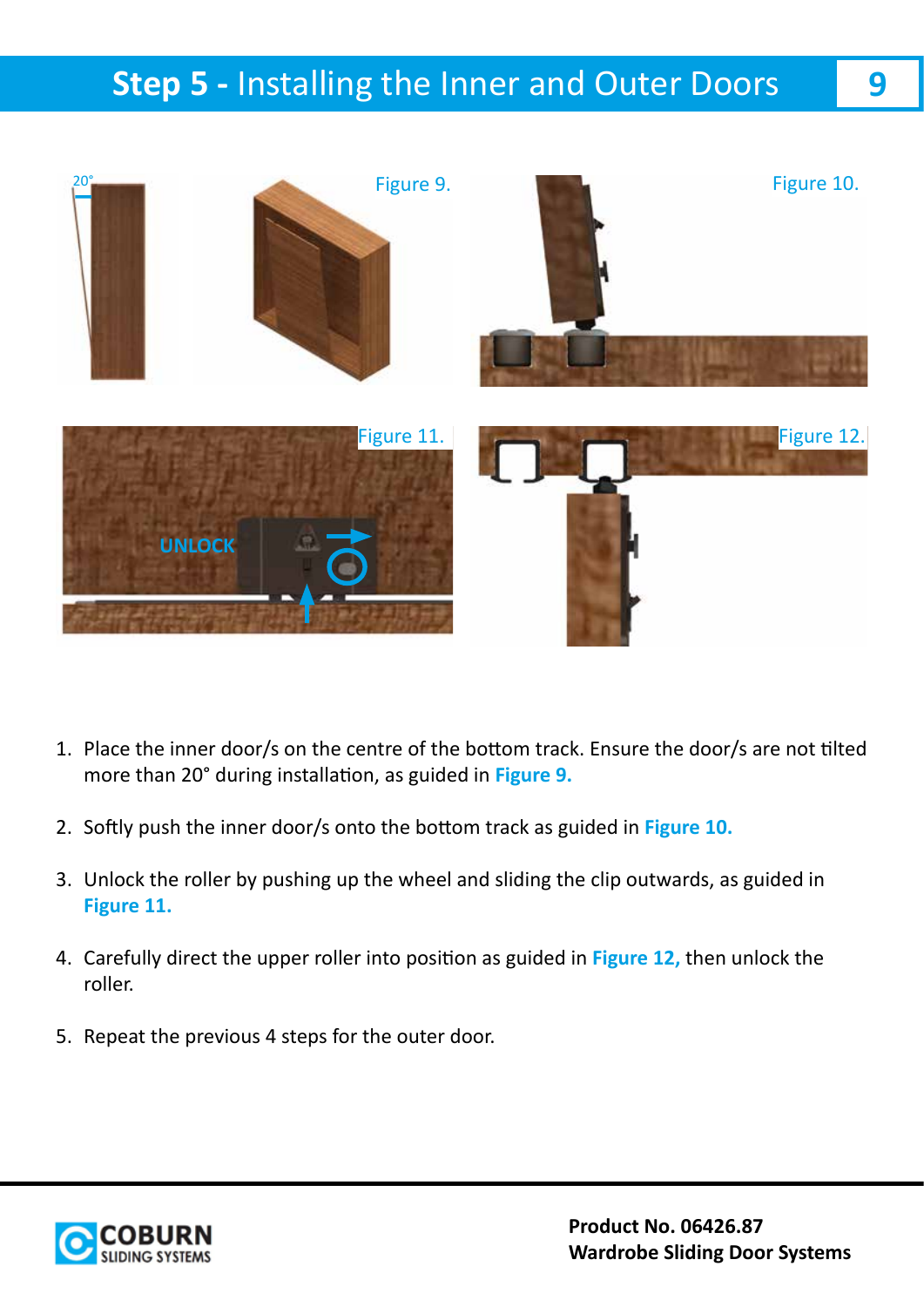# Step 5 - Installing the Inner and Outer Doors

Figure 9.

Figure 10.

Figure 11.

Figure 12.

1. Place the inner door/s on the centre of the bottom track. Ensure the door/s are not tilted more than 20° during installation, as guided in **Figure 9.**

2. Softly push the inner door/s onto the bottom track as guided in **Figure 10.**

3. Unlock the roller by pushing up the wheel and sliding the clip outwards, as guided in **Figure 11.**

4. Carefully direct the upper roller into position as guided in **Figure 12,** then unlock the roller.

5. Repeat the previous 4 steps for the outer door.

**Product No. 06426.87**
**Wardrobe Sliding Door Systems**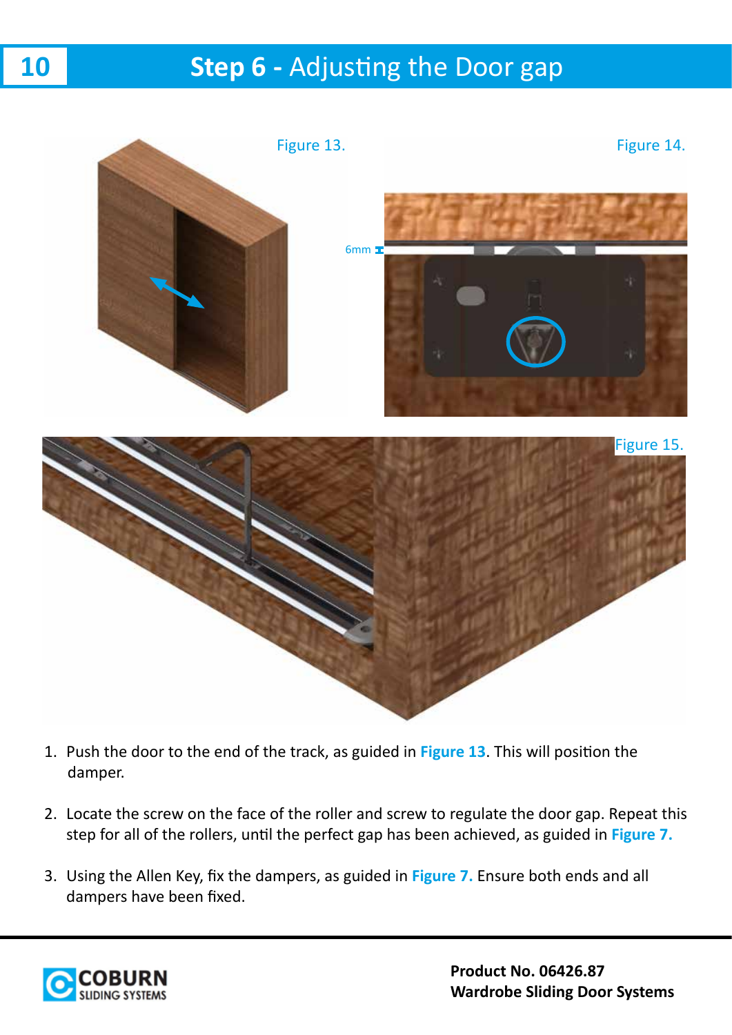# Step 6 - Adjusting the Door gap

Figure 13.

Figure 14.

6mm

Figure 15.

1. Push the door to the end of the track, as guided in **Figure 13**. This will position the damper.

2. Locate the screw on the face of the roller and screw to regulate the door gap. Repeat this step for all of the rollers, until the perfect gap has been achieved, as guided in **Figure 7.**

3. Using the Allen Key, fix the dampers, as guided in **Figure 7.** Ensure both ends and all dampers have been fixed.

**Product No. 06426.87**
**Wardrobe Sliding Door Systems**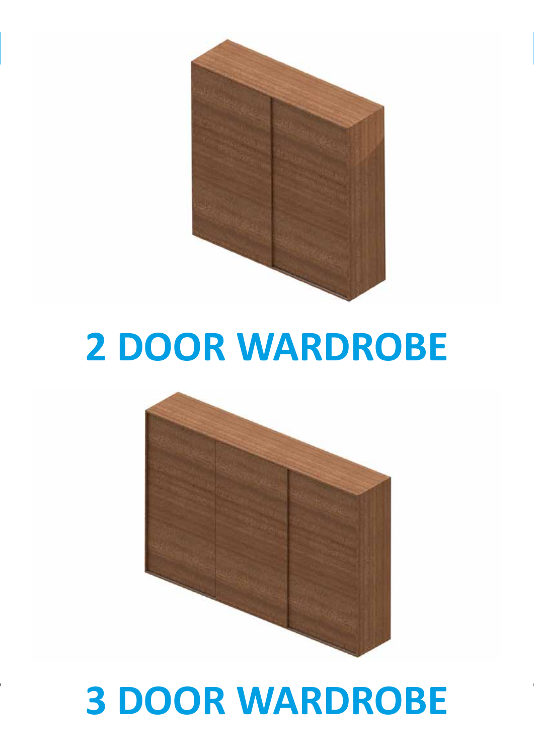# 2 DOOR WARDROBE

# 3 DOOR WARDROBE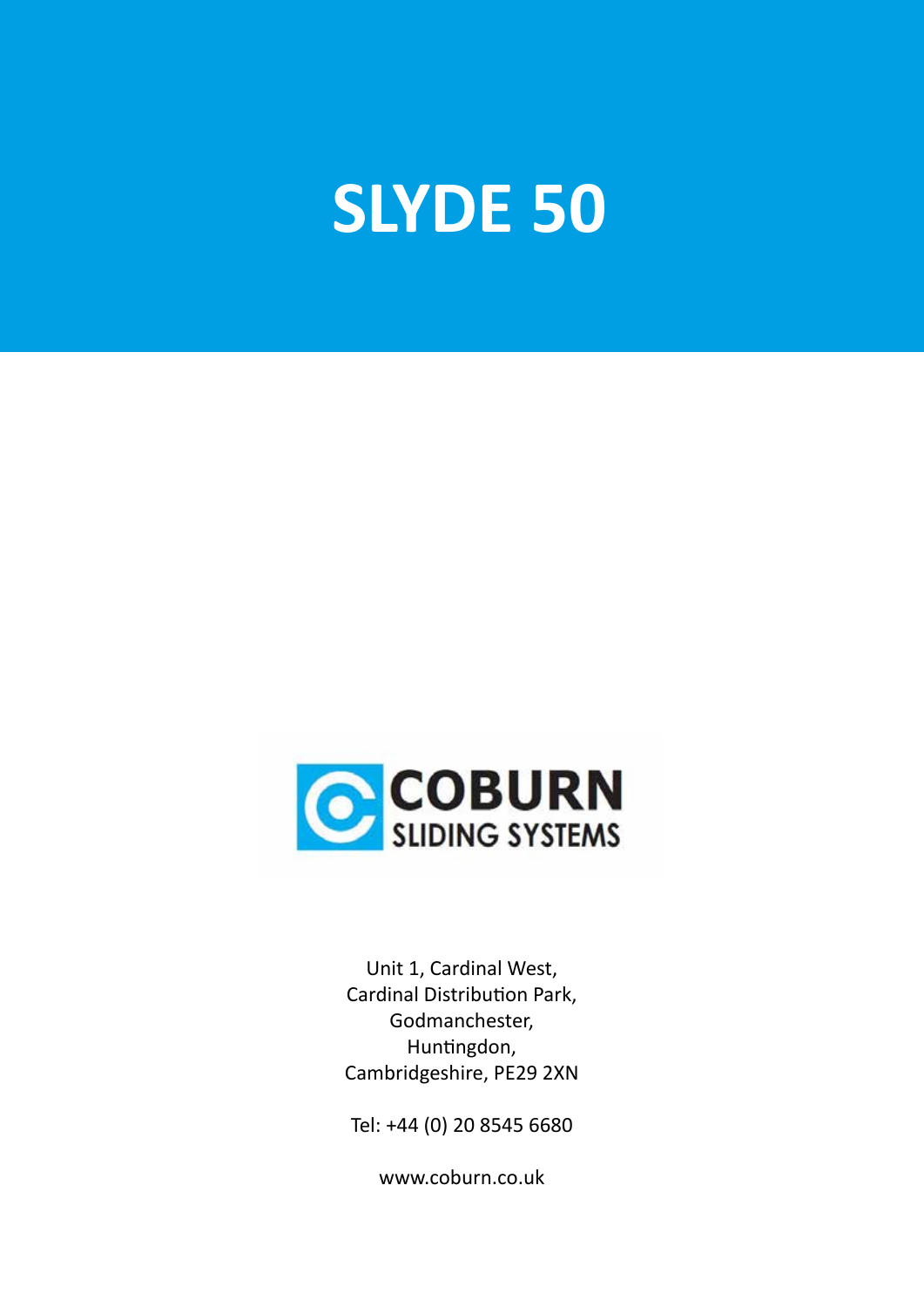# SLYDE 50

COBURN
SLIDING SYSTEMS

Unit 1, Cardinal West,
Cardinal Distribution Park,
Godmanchester,
Huntingdon,
Cambridgeshire, PE29 2XN

Tel: +44 (0) 20 8545 6680

www.coburn.co.uk